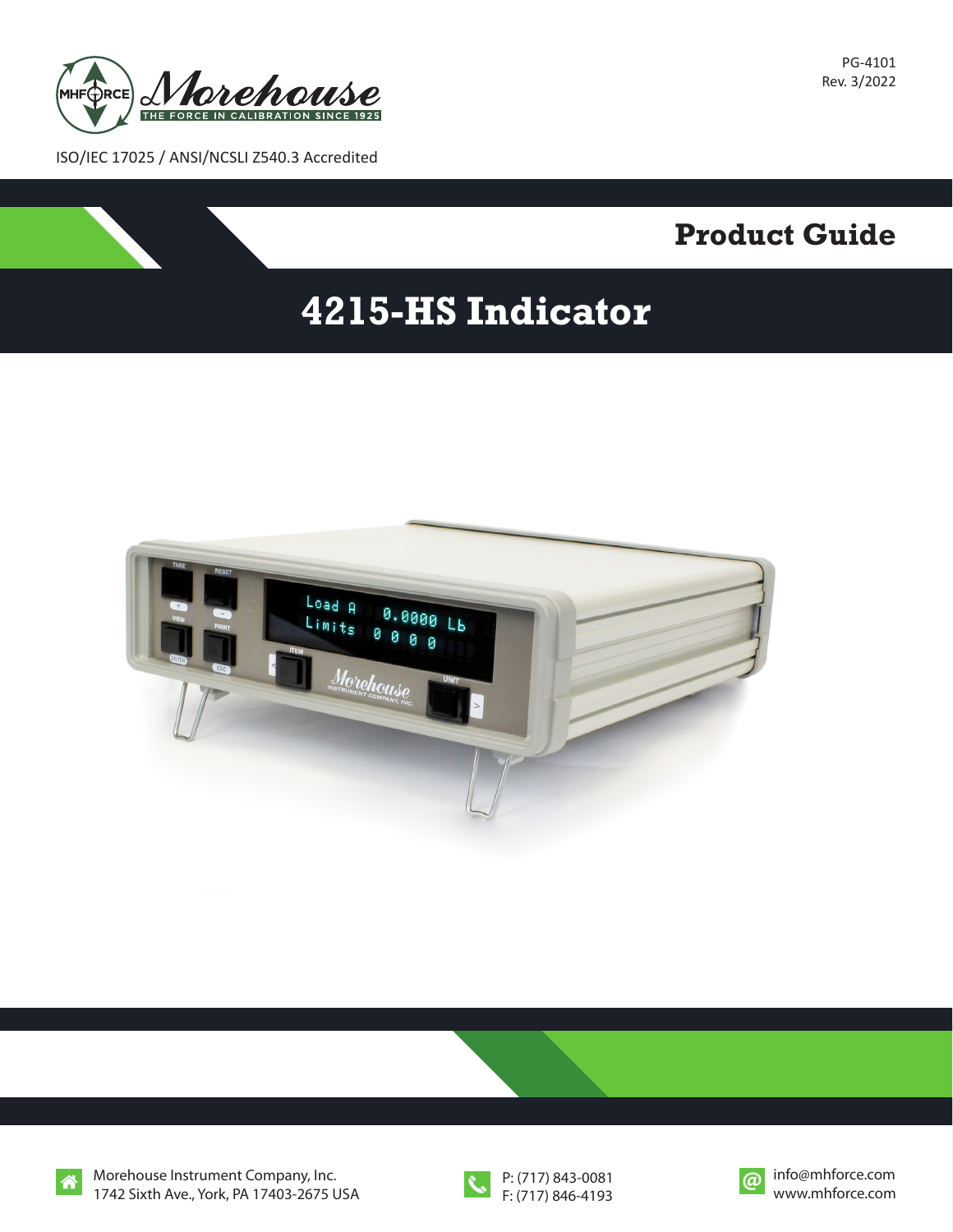PG-4101
Rev. 3/2022

Morehouse
THE FORCE IN CALIBRATION SINCE 1925

ISO/IEC 17025 / ANSI/NCSLI Z540.3 Accredited

# Product Guide

# 4215-HS Indicator

Morehouse Instrument Company, Inc.
1742 Sixth Ave., York, PA 17403-2675 USA

P: (717) 843-0081
F: (717) 846-4193

info@mhforce.com
www.mhforce.com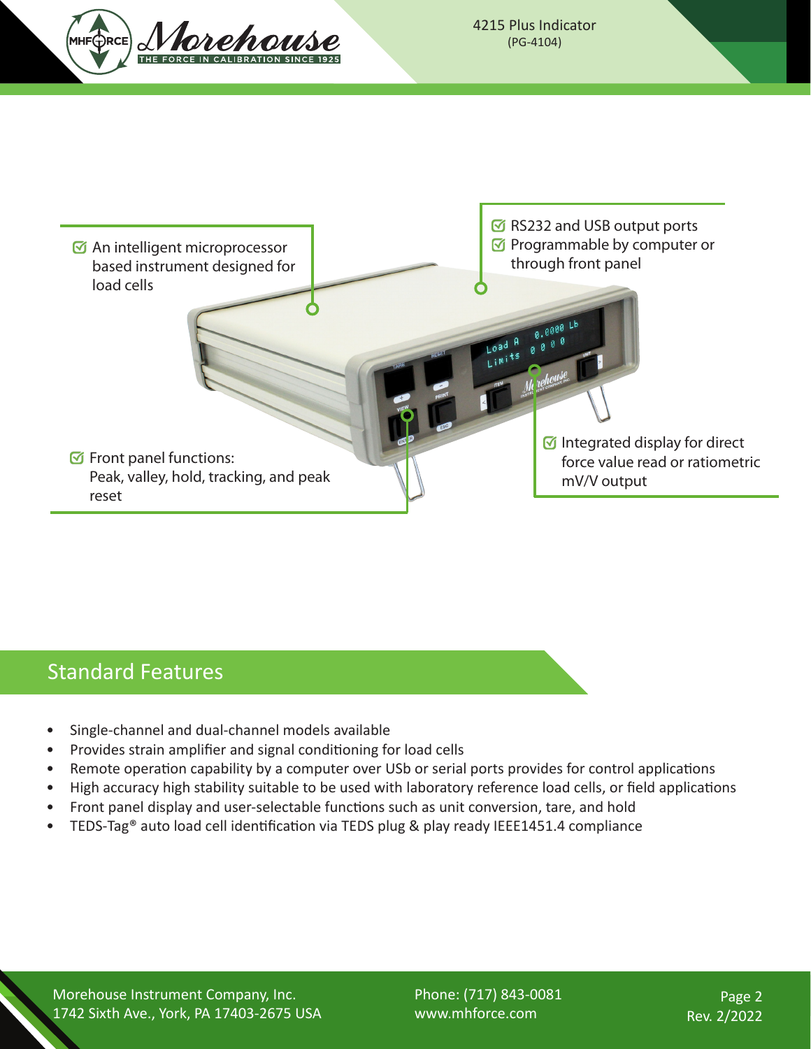- An intelligent microprocessor based instrument designed for load cells
- RS232 and USB output ports
- Programmable by computer or through front panel
- Front panel functions: Peak, valley, hold, tracking, and peak reset
- Integrated display for direct force value read or ratiometric mV/V output

## Standard Features

- Single-channel and dual-channel models available
- Provides strain amplifier and signal conditioning for load cells
- Remote operation capability by a computer over USb or serial ports provides for control applications
- High accuracy high stability suitable to be used with laboratory reference load cells, or field applications
- Front panel display and user-selectable functions such as unit conversion, tare, and hold
- TEDS-Tag® auto load cell identification via TEDS plug & play ready IEEE1451.4 compliance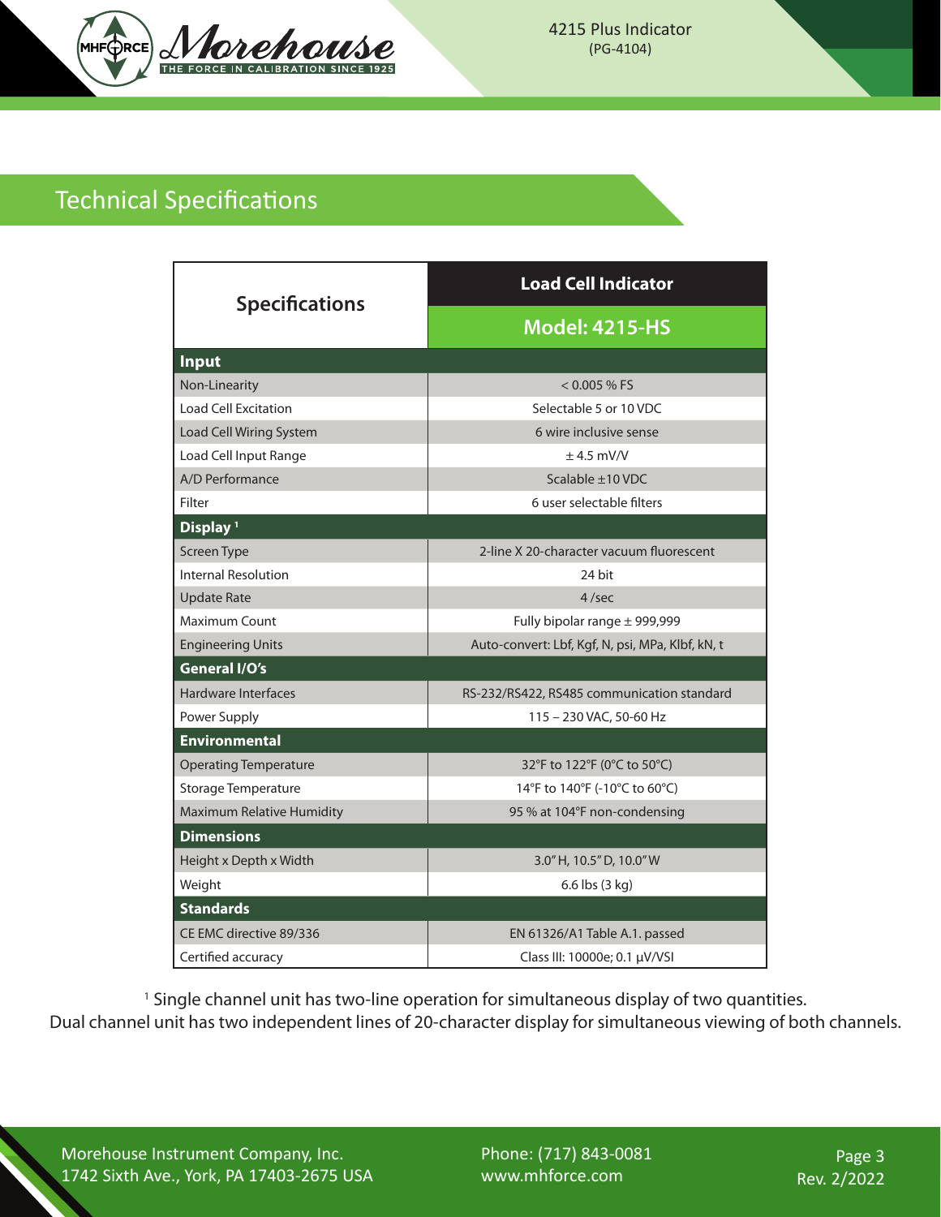## Technical Specifications

| Specifications | Load Cell Indicator<br>Model: 4215-HS |
|---|---|
| **Input** | |
| Non-Linearity | < 0.005 % FS |
| Load Cell Excitation | Selectable 5 or 10 VDC |
| Load Cell Wiring System | 6 wire inclusive sense |
| Load Cell Input Range | ± 4.5 mV/V |
| A/D Performance | Scalable ±10 VDC |
| Filter | 6 user selectable filters |
| **Display [1]** | |
| Screen Type | 2-line X 20-character vacuum fluorescent |
| Internal Resolution | 24 bit |
| Update Rate | 4 /sec |
| Maximum Count | Fully bipolar range ± 999,999 |
| Engineering Units | Auto-convert: Lbf, Kgf, N, psi, MPa, Klbf, kN, t |
| **General I/O's** | |
| Hardware Interfaces | RS-232/RS422, RS485 communication standard |
| Power Supply | 115 – 230 VAC, 50-60 Hz |
| **Environmental** | |
| Operating Temperature | 32°F to 122°F (0°C to 50°C) |
| Storage Temperature | 14°F to 140°F (-10°C to 60°C) |
| Maximum Relative Humidity | 95 % at 104°F non-condensing |
| **Dimensions** | |
| Height x Depth x Width | 3.0" H, 10.5" D, 10.0" W |
| Weight | 6.6 lbs (3 kg) |
| **Standards** | |
| CE EMC directive 89/336 | EN 61326/A1 Table A.1. passed |
| Certified accuracy | Class III: 10000e; 0.1 µV/VSI |

[1] Single channel unit has two-line operation for simultaneous display of two quantities. Dual channel unit has two independent lines of 20-character display for simultaneous viewing of both channels.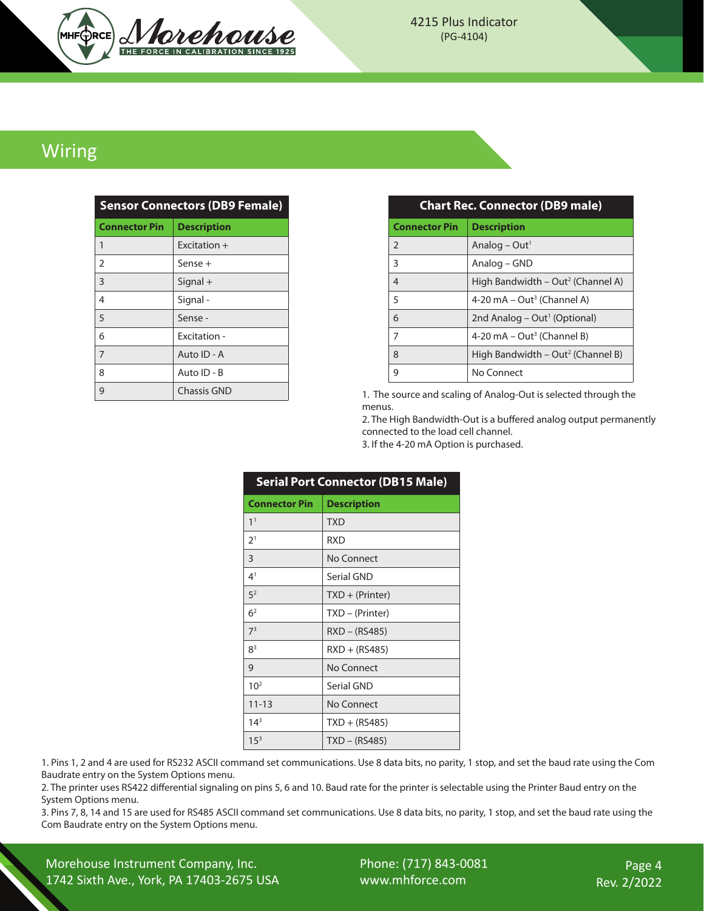## Wiring

| Sensor Connectors (DB9 Female) | |
|---|---|
| **Connector Pin** | **Description** |
| 1 | Excitation + |
| 2 | Sense + |
| 3 | Signal + |
| 4 | Signal - |
| 5 | Sense - |
| 6 | Excitation - |
| 7 | Auto ID - A |
| 8 | Auto ID - B |
| 9 | Chassis GND |

| Chart Rec. Connector (DB9 male) | |
|---|---|
| **Connector Pin** | **Description** |
| 2 | Analog – Out[1] |
| 3 | Analog – GND |
| 4 | High Bandwidth – Out[2] (Channel A) |
| 5 | 4-20 mA – Out[3] (Channel A) |
| 6 | 2nd Analog – Out[1] (Optional) |
| 7 | 4-20 mA – Out[3] (Channel B) |
| 8 | High Bandwidth – Out[2] (Channel B) |
| 9 | No Connect |

1. The source and scaling of Analog-Out is selected through the menus.
2. The High Bandwidth-Out is a buffered analog output permanently connected to the load cell channel.
3. If the 4-20 mA Option is purchased.

| Serial Port Connector (DB15 Male) | |
|---|---|
| **Connector Pin** | **Description** |
| 1[1] | TXD |
| 2[1] | RXD |
| 3 | No Connect |
| 4[1] | Serial GND |
| 5[2] | TXD + (Printer) |
| 6[2] | TXD – (Printer) |
| 7[3] | RXD – (RS485) |
| 8[3] | RXD + (RS485) |
| 9 | No Connect |
| 10[2] | Serial GND |
| 11-13 | No Connect |
| 14[3] | TXD + (RS485) |
| 15[3] | TXD – (RS485) |

1. Pins 1, 2 and 4 are used for RS232 ASCII command set communications. Use 8 data bits, no parity, 1 stop, and set the baud rate using the Com Baudrate entry on the System Options menu.
2. The printer uses RS422 differential signaling on pins 5, 6 and 10. Baud rate for the printer is selectable using the Printer Baud entry on the System Options menu.
3. Pins 7, 8, 14 and 15 are used for RS485 ASCII command set communications. Use 8 data bits, no parity, 1 stop, and set the baud rate using the Com Baudrate entry on the System Options menu.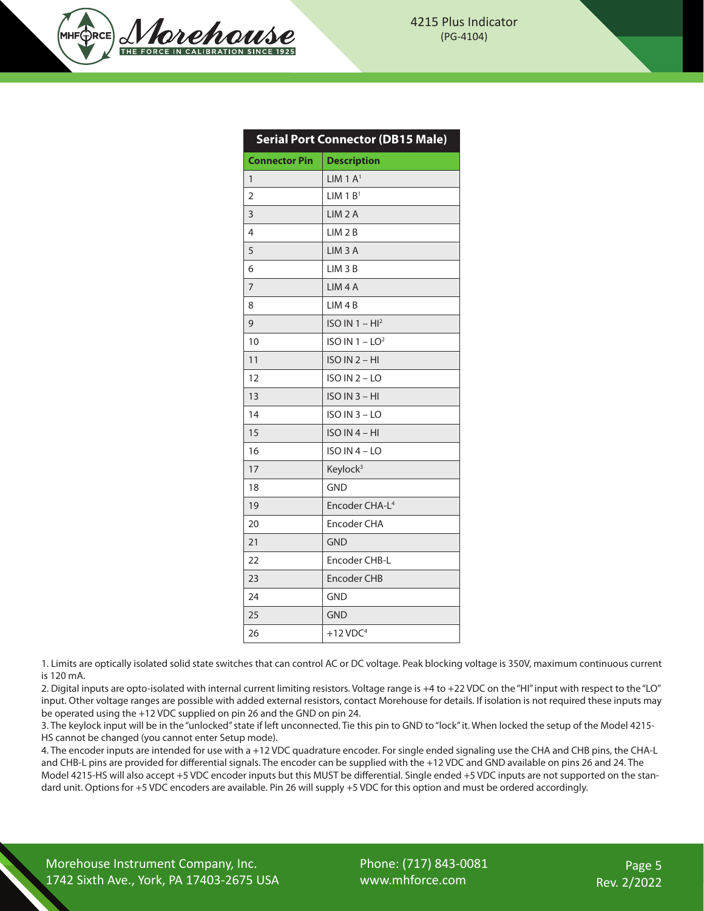| Serial Port Connector (DB15 Male) | |
|---|---|
| **Connector Pin** | **Description** |
| 1 | LIM 1 A[1] |
| 2 | LIM 1 B[1] |
| 3 | LIM 2 A |
| 4 | LIM 2 B |
| 5 | LIM 3 A |
| 6 | LIM 3 B |
| 7 | LIM 4 A |
| 8 | LIM 4 B |
| 9 | ISO IN 1 – HI[2] |
| 10 | ISO IN 1 – LO[2] |
| 11 | ISO IN 2 – HI |
| 12 | ISO IN 2 – LO |
| 13 | ISO IN 3 – HI |
| 14 | ISO IN 3 – LO |
| 15 | ISO IN 4 – HI |
| 16 | ISO IN 4 – LO |
| 17 | Keylock[3] |
| 18 | GND |
| 19 | Encoder CHA-L[4] |
| 20 | Encoder CHA |
| 21 | GND |
| 22 | Encoder CHB-L |
| 23 | Encoder CHB |
| 24 | GND |
| 25 | GND |
| 26 | +12 VDC[4] |

1. Limits are optically isolated solid state switches that can control AC or DC voltage. Peak blocking voltage is 350V, maximum continuous current is 120 mA.
2. Digital inputs are opto-isolated with internal current limiting resistors. Voltage range is +4 to +22 VDC on the "HI" input with respect to the "LO" input. Other voltage ranges are possible with added external resistors, contact Morehouse for details. If isolation is not required these inputs may be operated using the +12 VDC supplied on pin 26 and the GND on pin 24.
3. The keylock input will be in the "unlocked" state if left unconnected. Tie this pin to GND to "lock" it. When locked the setup of the Model 4215-HS cannot be changed (you cannot enter Setup mode).
4. The encoder inputs are intended for use with a +12 VDC quadrature encoder. For single ended signaling use the CHA and CHB pins, the CHA-L and CHB-L pins are provided for differential signals. The encoder can be supplied with the +12 VDC and GND available on pins 26 and 24. The Model 4215-HS will also accept +5 VDC encoder inputs but this MUST be differential. Single ended +5 VDC inputs are not supported on the standard unit. Options for +5 VDC encoders are available. Pin 26 will supply +5 VDC for this option and must be ordered accordingly.